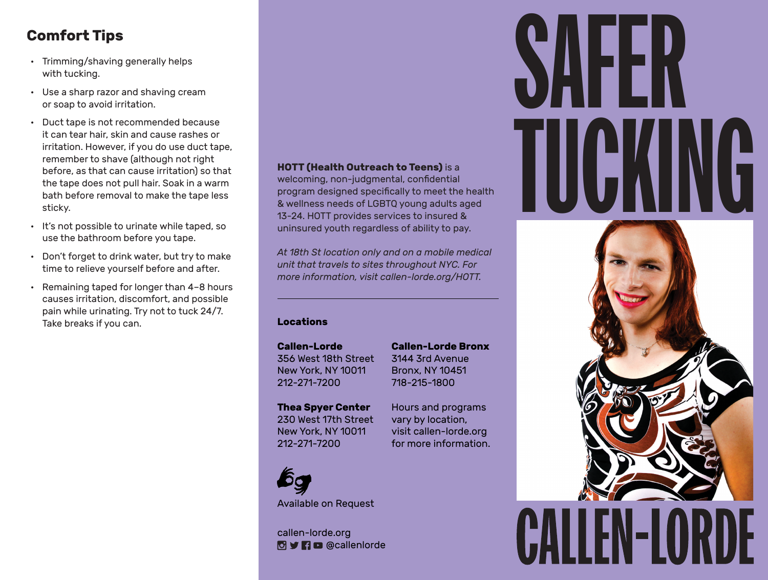## Comfort Tips

- Trimming/shaving generally helps with tucking.
- Use a sharp razor and shaving cream or soap to avoid irritation.
- Duct tape is not recommended because it can tear hair, skin and cause rashes or irritation. However, if you do use duct tape, remember to shave (although not right before, as that can cause irritation) so that the tape does not pull hair. Soak in a warm bath before removal to make the tape less sticky.
- It's not possible to urinate while taped, so use the bathroom before you tape.
- Don't forget to drink water, but try to make time to relieve yourself before and after.
- Remaining taped for longer than 4–8 hours causes irritation, discomfort, and possible pain while urinating. Try not to tuck 24/7. Take breaks if you can.

**HOTT (Health Outreach to Teens)** is a welcoming, non-judgmental, confidential program designed specifically to meet the health & wellness needs of LGBTQ young adults aged 13-24. HOTT provides services to insured & uninsured youth regardless of ability to pay.

*At 18th St location only and on a mobile medical unit that travels to sites throughout NYC. For more information, visit callen-lorde.org/HOTT.*

---

### Locations

**Callen-Lorde**
356 West 18th Street
New York, NY 10011
212-271-7200

**Callen-Lorde Bronx**
3144 3rd Avenue
Bronx, NY 10451
718-215-1800

**Thea Spyer Center**
230 West 17th Street
New York, NY 10011
212-271-7200

Hours and programs vary by location, visit callen-lorde.org for more information.

Available on Request

callen-lorde.org
@callenlorde

# SAFER TUCKING

# CALLEN-LORDE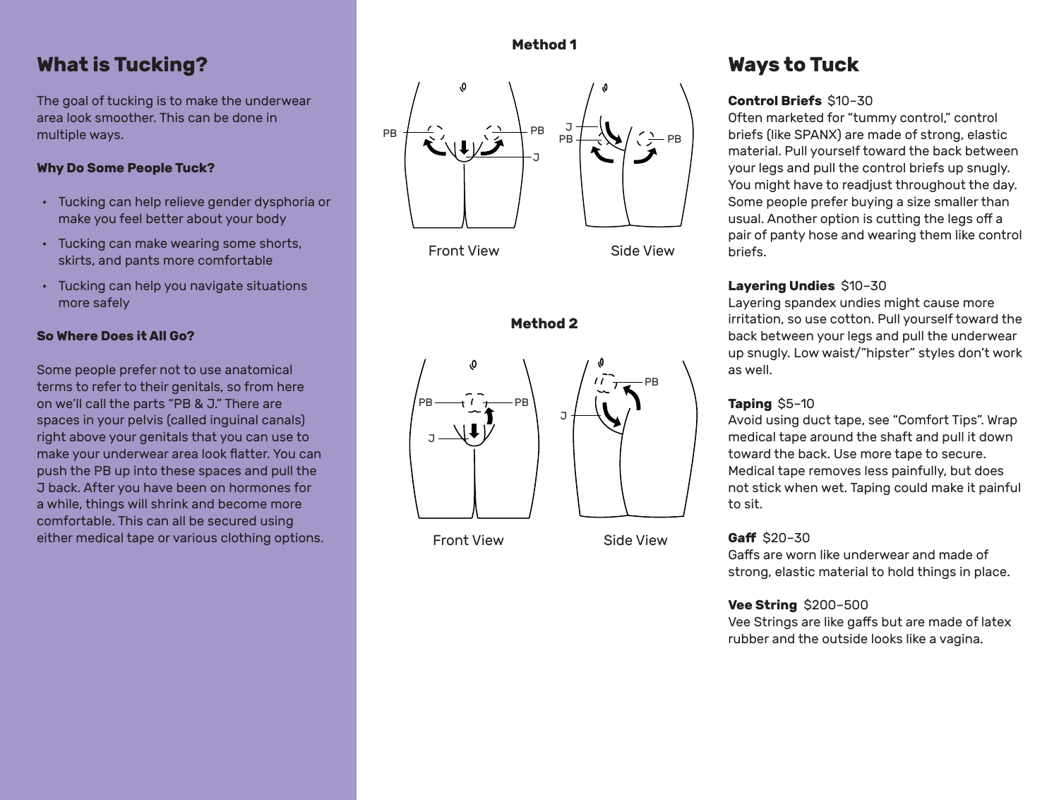## What is Tucking?

The goal of tucking is to make the underwear area look smoother. This can be done in multiple ways.

### Why Do Some People Tuck?

- Tucking can help relieve gender dysphoria or make you feel better about your body
- Tucking can make wearing some shorts, skirts, and pants more comfortable
- Tucking can help you navigate situations more safely

### So Where Does it All Go?

Some people prefer not to use anatomical terms to refer to their genitals, so from here on we'll call the parts "PB & J." There are spaces in your pelvis (called inguinal canals) right above your genitals that you can use to make your underwear area look flatter. You can push the PB up into these spaces and pull the J back. After you have been on hormones for a while, things will shrink and become more comfortable. This can all be secured using either medical tape or various clothing options.

**Method 1**

PB
PB
J
Front View

J
PB
PB
Side View

**Method 2**

PB
PB
J
Front View

PB
J
Side View

## Ways to Tuck

**Control Briefs** $10–30
Often marketed for "tummy control," control briefs (like SPANX) are made of strong, elastic material. Pull yourself toward the back between your legs and pull the control briefs up snugly. You might have to readjust throughout the day. Some people prefer buying a size smaller than usual. Another option is cutting the legs off a pair of panty hose and wearing them like control briefs.

**Layering Undies** $10–30
Layering spandex undies might cause more irritation, so use cotton. Pull yourself toward the back between your legs and pull the underwear up snugly. Low waist/"hipster" styles don't work as well.

**Taping** $5–10
Avoid using duct tape, see "Comfort Tips". Wrap medical tape around the shaft and pull it down toward the back. Use more tape to secure. Medical tape removes less painfully, but does not stick when wet. Taping could make it painful to sit.

**Gaff** $20–30
Gaffs are worn like underwear and made of strong, elastic material to hold things in place.

**Vee String** $200–500
Vee Strings are like gaffs but are made of latex rubber and the outside looks like a vagina.